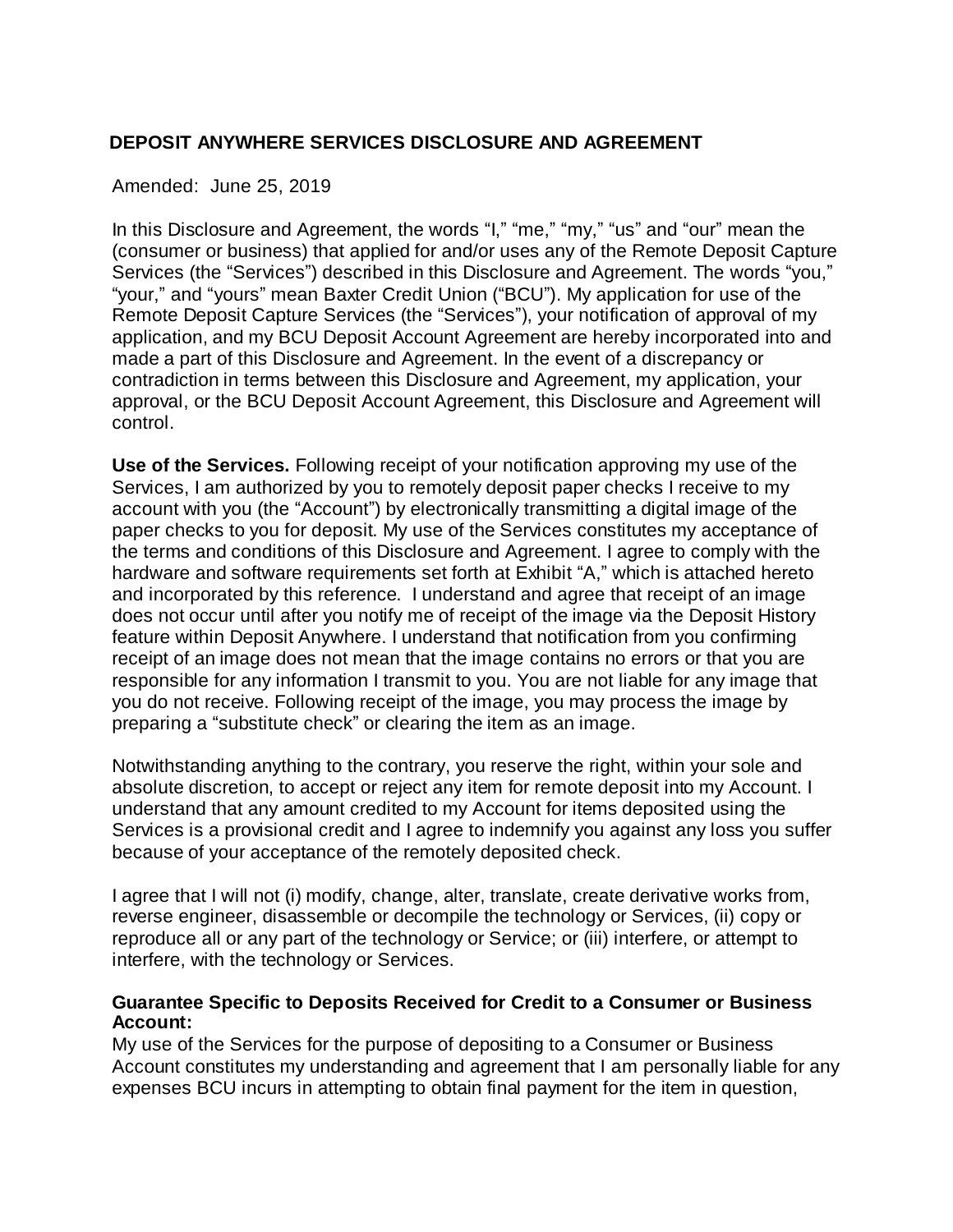# DEPOSIT ANYWHERE SERVICES DISCLOSURE AND AGREEMENT

Amended: June 25, 2019

In this Disclosure and Agreement, the words "I," "me," "my," "us" and "our" mean the (consumer or business) that applied for and/or uses any of the Remote Deposit Capture Services (the "Services") described in this Disclosure and Agreement. The words "you," "your," and "yours" mean Baxter Credit Union ("BCU"). My application for use of the Remote Deposit Capture Services (the "Services"), your notification of approval of my application, and my BCU Deposit Account Agreement are hereby incorporated into and made a part of this Disclosure and Agreement. In the event of a discrepancy or contradiction in terms between this Disclosure and Agreement, my application, your approval, or the BCU Deposit Account Agreement, this Disclosure and Agreement will control.

**Use of the Services.** Following receipt of your notification approving my use of the Services, I am authorized by you to remotely deposit paper checks I receive to my account with you (the "Account") by electronically transmitting a digital image of the paper checks to you for deposit. My use of the Services constitutes my acceptance of the terms and conditions of this Disclosure and Agreement. I agree to comply with the hardware and software requirements set forth at Exhibit "A," which is attached hereto and incorporated by this reference. I understand and agree that receipt of an image does not occur until after you notify me of receipt of the image via the Deposit History feature within Deposit Anywhere. I understand that notification from you confirming receipt of an image does not mean that the image contains no errors or that you are responsible for any information I transmit to you. You are not liable for any image that you do not receive. Following receipt of the image, you may process the image by preparing a "substitute check" or clearing the item as an image.

Notwithstanding anything to the contrary, you reserve the right, within your sole and absolute discretion, to accept or reject any item for remote deposit into my Account. I understand that any amount credited to my Account for items deposited using the Services is a provisional credit and I agree to indemnify you against any loss you suffer because of your acceptance of the remotely deposited check.

I agree that I will not (i) modify, change, alter, translate, create derivative works from, reverse engineer, disassemble or decompile the technology or Services, (ii) copy or reproduce all or any part of the technology or Service; or (iii) interfere, or attempt to interfere, with the technology or Services.

**Guarantee Specific to Deposits Received for Credit to a Consumer or Business Account:**

My use of the Services for the purpose of depositing to a Consumer or Business Account constitutes my understanding and agreement that I am personally liable for any expenses BCU incurs in attempting to obtain final payment for the item in question,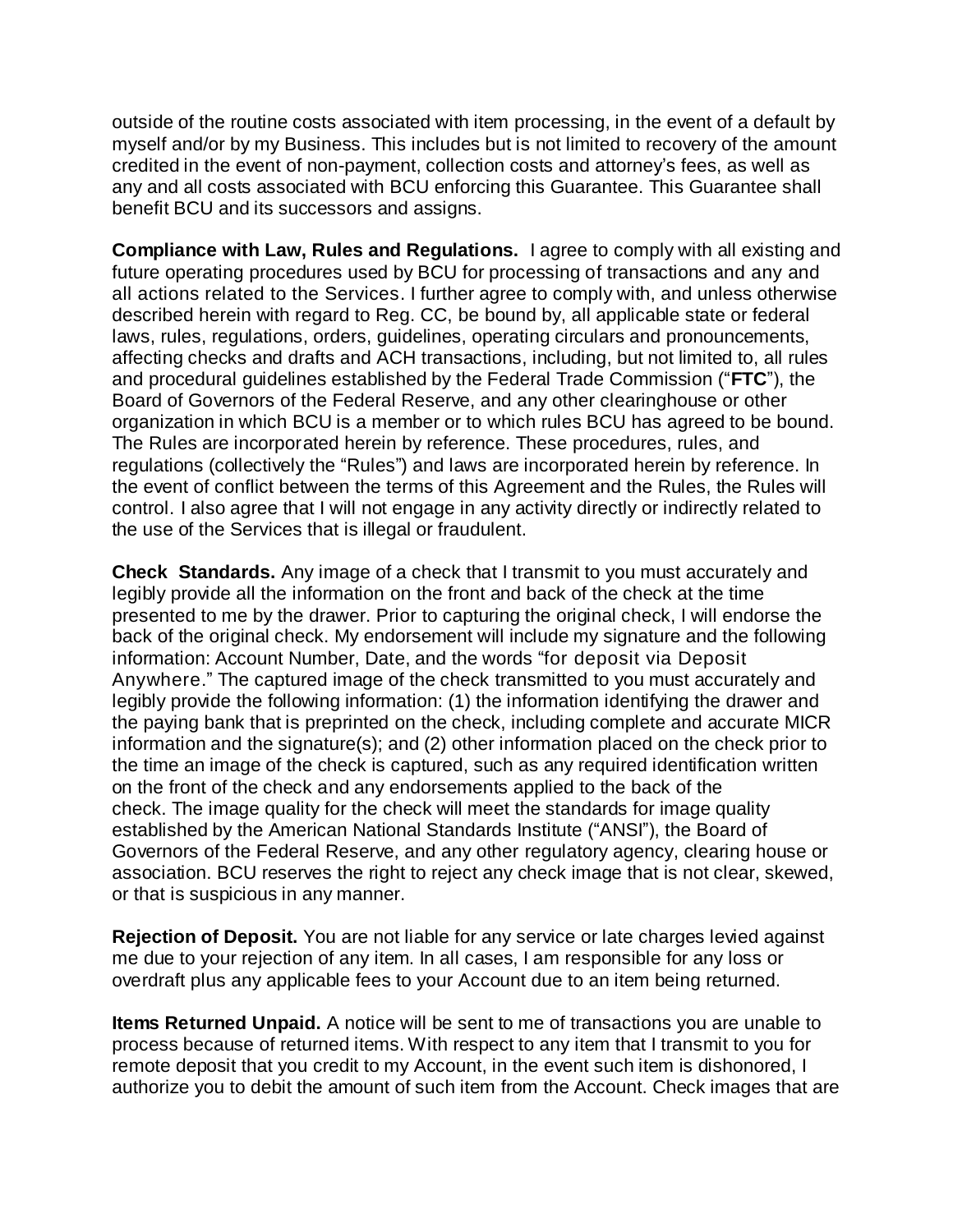outside of the routine costs associated with item processing, in the event of a default by myself and/or by my Business. This includes but is not limited to recovery of the amount credited in the event of non-payment, collection costs and attorney's fees, as well as any and all costs associated with BCU enforcing this Guarantee. This Guarantee shall benefit BCU and its successors and assigns.

**Compliance with Law, Rules and Regulations.** I agree to comply with all existing and future operating procedures used by BCU for processing of transactions and any and all actions related to the Services. I further agree to comply with, and unless otherwise described herein with regard to Reg. CC, be bound by, all applicable state or federal laws, rules, regulations, orders, guidelines, operating circulars and pronouncements, affecting checks and drafts and ACH transactions, including, but not limited to, all rules and procedural guidelines established by the Federal Trade Commission ("**FTC**"), the Board of Governors of the Federal Reserve, and any other clearinghouse or other organization in which BCU is a member or to which rules BCU has agreed to be bound. The Rules are incorporated herein by reference. These procedures, rules, and regulations (collectively the "Rules") and laws are incorporated herein by reference. In the event of conflict between the terms of this Agreement and the Rules, the Rules will control. I also agree that I will not engage in any activity directly or indirectly related to the use of the Services that is illegal or fraudulent.

**Check Standards.** Any image of a check that I transmit to you must accurately and legibly provide all the information on the front and back of the check at the time presented to me by the drawer. Prior to capturing the original check, I will endorse the back of the original check. My endorsement will include my signature and the following information: Account Number, Date, and the words "for deposit via Deposit Anywhere." The captured image of the check transmitted to you must accurately and legibly provide the following information: (1) the information identifying the drawer and the paying bank that is preprinted on the check, including complete and accurate MICR information and the signature(s); and (2) other information placed on the check prior to the time an image of the check is captured, such as any required identification written on the front of the check and any endorsements applied to the back of the check. The image quality for the check will meet the standards for image quality established by the American National Standards Institute ("ANSI"), the Board of Governors of the Federal Reserve, and any other regulatory agency, clearing house or association. BCU reserves the right to reject any check image that is not clear, skewed, or that is suspicious in any manner.

**Rejection of Deposit.** You are not liable for any service or late charges levied against me due to your rejection of any item. In all cases, I am responsible for any loss or overdraft plus any applicable fees to your Account due to an item being returned.

**Items Returned Unpaid.** A notice will be sent to me of transactions you are unable to process because of returned items. With respect to any item that I transmit to you for remote deposit that you credit to my Account, in the event such item is dishonored, I authorize you to debit the amount of such item from the Account. Check images that are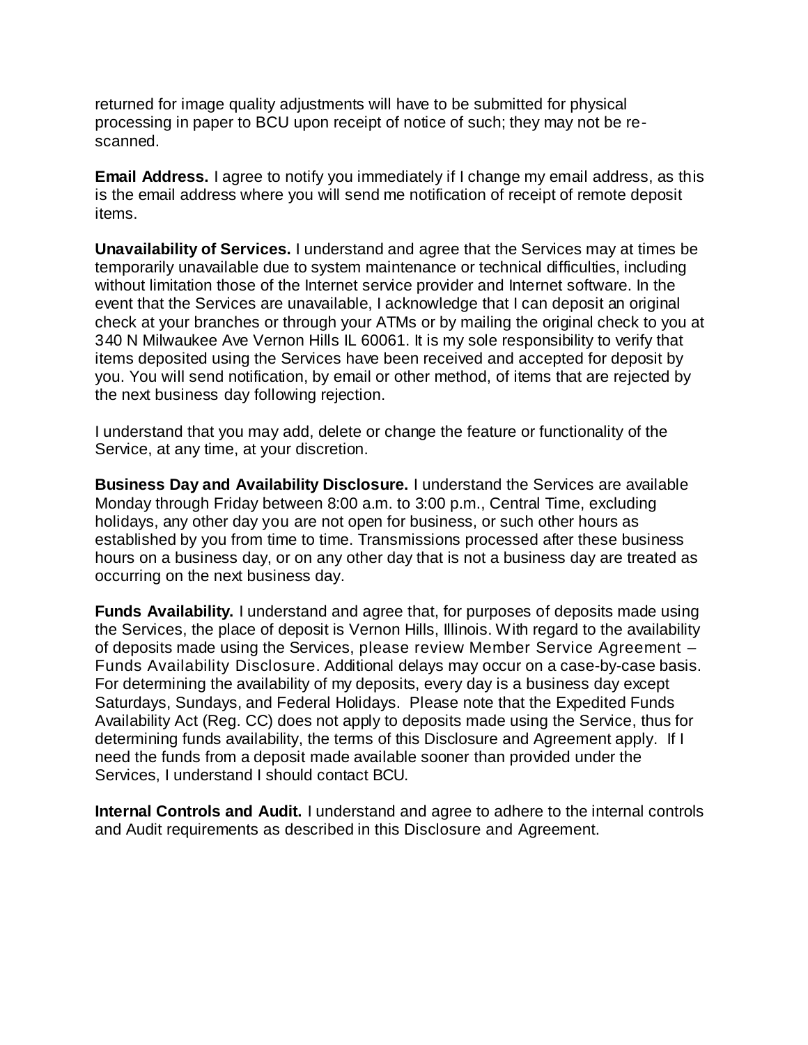returned for image quality adjustments will have to be submitted for physical processing in paper to BCU upon receipt of notice of such; they may not be re-scanned.

**Email Address.** I agree to notify you immediately if I change my email address, as this is the email address where you will send me notification of receipt of remote deposit items.

**Unavailability of Services.** I understand and agree that the Services may at times be temporarily unavailable due to system maintenance or technical difficulties, including without limitation those of the Internet service provider and Internet software. In the event that the Services are unavailable, I acknowledge that I can deposit an original check at your branches or through your ATMs or by mailing the original check to you at 340 N Milwaukee Ave Vernon Hills IL 60061. It is my sole responsibility to verify that items deposited using the Services have been received and accepted for deposit by you. You will send notification, by email or other method, of items that are rejected by the next business day following rejection.

I understand that you may add, delete or change the feature or functionality of the Service, at any time, at your discretion.

**Business Day and Availability Disclosure.** I understand the Services are available Monday through Friday between 8:00 a.m. to 3:00 p.m., Central Time, excluding holidays, any other day you are not open for business, or such other hours as established by you from time to time. Transmissions processed after these business hours on a business day, or on any other day that is not a business day are treated as occurring on the next business day.

**Funds Availability.** I understand and agree that, for purposes of deposits made using the Services, the place of deposit is Vernon Hills, Illinois. With regard to the availability of deposits made using the Services, please review Member Service Agreement – Funds Availability Disclosure. Additional delays may occur on a case-by-case basis. For determining the availability of my deposits, every day is a business day except Saturdays, Sundays, and Federal Holidays. Please note that the Expedited Funds Availability Act (Reg. CC) does not apply to deposits made using the Service, thus for determining funds availability, the terms of this Disclosure and Agreement apply. If I need the funds from a deposit made available sooner than provided under the Services, I understand I should contact BCU.

**Internal Controls and Audit.** I understand and agree to adhere to the internal controls and Audit requirements as described in this Disclosure and Agreement.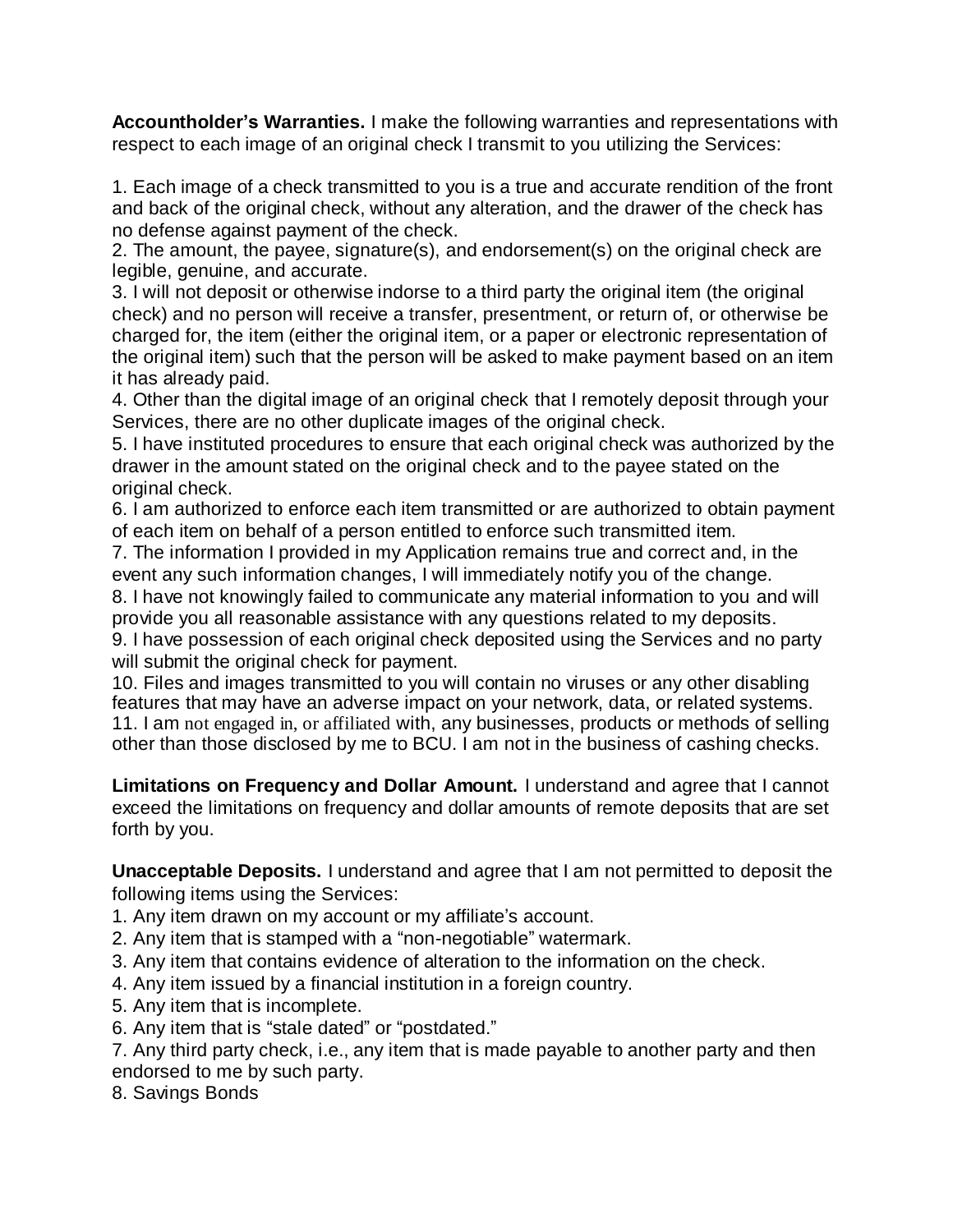**Accountholder's Warranties.** I make the following warranties and representations with respect to each image of an original check I transmit to you utilizing the Services:

1. Each image of a check transmitted to you is a true and accurate rendition of the front and back of the original check, without any alteration, and the drawer of the check has no defense against payment of the check.
2. The amount, the payee, signature(s), and endorsement(s) on the original check are legible, genuine, and accurate.
3. I will not deposit or otherwise indorse to a third party the original item (the original check) and no person will receive a transfer, presentment, or return of, or otherwise be charged for, the item (either the original item, or a paper or electronic representation of the original item) such that the person will be asked to make payment based on an item it has already paid.
4. Other than the digital image of an original check that I remotely deposit through your Services, there are no other duplicate images of the original check.
5. I have instituted procedures to ensure that each original check was authorized by the drawer in the amount stated on the original check and to the payee stated on the original check.
6. I am authorized to enforce each item transmitted or are authorized to obtain payment of each item on behalf of a person entitled to enforce such transmitted item.
7. The information I provided in my Application remains true and correct and, in the event any such information changes, I will immediately notify you of the change.
8. I have not knowingly failed to communicate any material information to you and will provide you all reasonable assistance with any questions related to my deposits.
9. I have possession of each original check deposited using the Services and no party will submit the original check for payment.
10. Files and images transmitted to you will contain no viruses or any other disabling features that may have an adverse impact on your network, data, or related systems.
11. I am not engaged in, or affiliated with, any businesses, products or methods of selling other than those disclosed by me to BCU. I am not in the business of cashing checks.

**Limitations on Frequency and Dollar Amount.** I understand and agree that I cannot exceed the limitations on frequency and dollar amounts of remote deposits that are set forth by you.

**Unacceptable Deposits.** I understand and agree that I am not permitted to deposit the following items using the Services:

1. Any item drawn on my account or my affiliate's account.
2. Any item that is stamped with a "non-negotiable" watermark.
3. Any item that contains evidence of alteration to the information on the check.
4. Any item issued by a financial institution in a foreign country.
5. Any item that is incomplete.
6. Any item that is "stale dated" or "postdated."
7. Any third party check, i.e., any item that is made payable to another party and then endorsed to me by such party.
8. Savings Bonds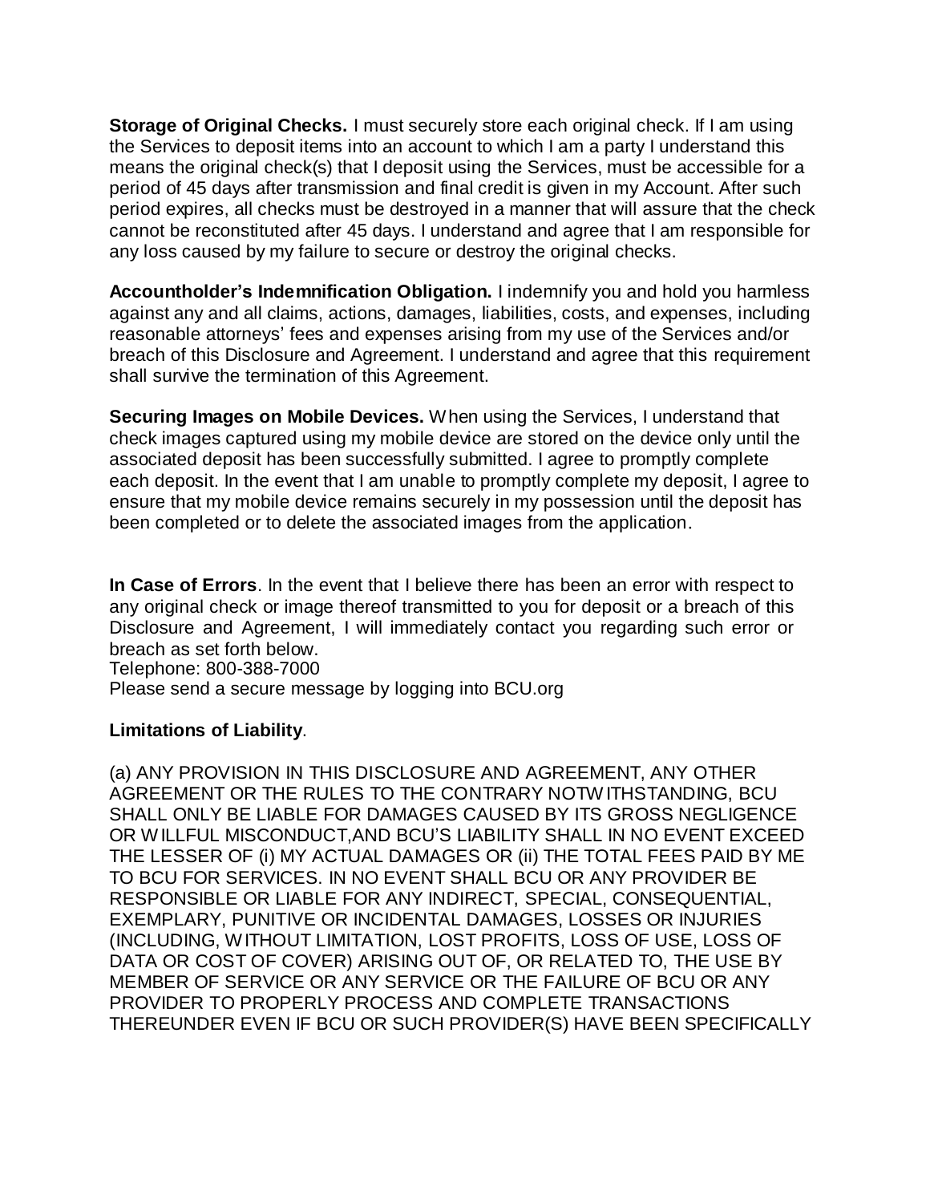**Storage of Original Checks.** I must securely store each original check. If I am using the Services to deposit items into an account to which I am a party I understand this means the original check(s) that I deposit using the Services, must be accessible for a period of 45 days after transmission and final credit is given in my Account. After such period expires, all checks must be destroyed in a manner that will assure that the check cannot be reconstituted after 45 days. I understand and agree that I am responsible for any loss caused by my failure to secure or destroy the original checks.

**Accountholder's Indemnification Obligation.** I indemnify you and hold you harmless against any and all claims, actions, damages, liabilities, costs, and expenses, including reasonable attorneys' fees and expenses arising from my use of the Services and/or breach of this Disclosure and Agreement. I understand and agree that this requirement shall survive the termination of this Agreement.

**Securing Images on Mobile Devices.** When using the Services, I understand that check images captured using my mobile device are stored on the device only until the associated deposit has been successfully submitted. I agree to promptly complete each deposit. In the event that I am unable to promptly complete my deposit, I agree to ensure that my mobile device remains securely in my possession until the deposit has been completed or to delete the associated images from the application.

**In Case of Errors**. In the event that I believe there has been an error with respect to any original check or image thereof transmitted to you for deposit or a breach of this Disclosure and Agreement, I will immediately contact you regarding such error or breach as set forth below.
Telephone: 800-388-7000
Please send a secure message by logging into BCU.org

**Limitations of Liability**.

(a) ANY PROVISION IN THIS DISCLOSURE AND AGREEMENT, ANY OTHER AGREEMENT OR THE RULES TO THE CONTRARY NOTWITHSTANDING, BCU SHALL ONLY BE LIABLE FOR DAMAGES CAUSED BY ITS GROSS NEGLIGENCE OR WILLFUL MISCONDUCT,AND BCU'S LIABILITY SHALL IN NO EVENT EXCEED THE LESSER OF (i) MY ACTUAL DAMAGES OR (ii) THE TOTAL FEES PAID BY ME TO BCU FOR SERVICES. IN NO EVENT SHALL BCU OR ANY PROVIDER BE RESPONSIBLE OR LIABLE FOR ANY INDIRECT, SPECIAL, CONSEQUENTIAL, EXEMPLARY, PUNITIVE OR INCIDENTAL DAMAGES, LOSSES OR INJURIES (INCLUDING, WITHOUT LIMITATION, LOST PROFITS, LOSS OF USE, LOSS OF DATA OR COST OF COVER) ARISING OUT OF, OR RELATED TO, THE USE BY MEMBER OF SERVICE OR ANY SERVICE OR THE FAILURE OF BCU OR ANY PROVIDER TO PROPERLY PROCESS AND COMPLETE TRANSACTIONS THEREUNDER EVEN IF BCU OR SUCH PROVIDER(S) HAVE BEEN SPECIFICALLY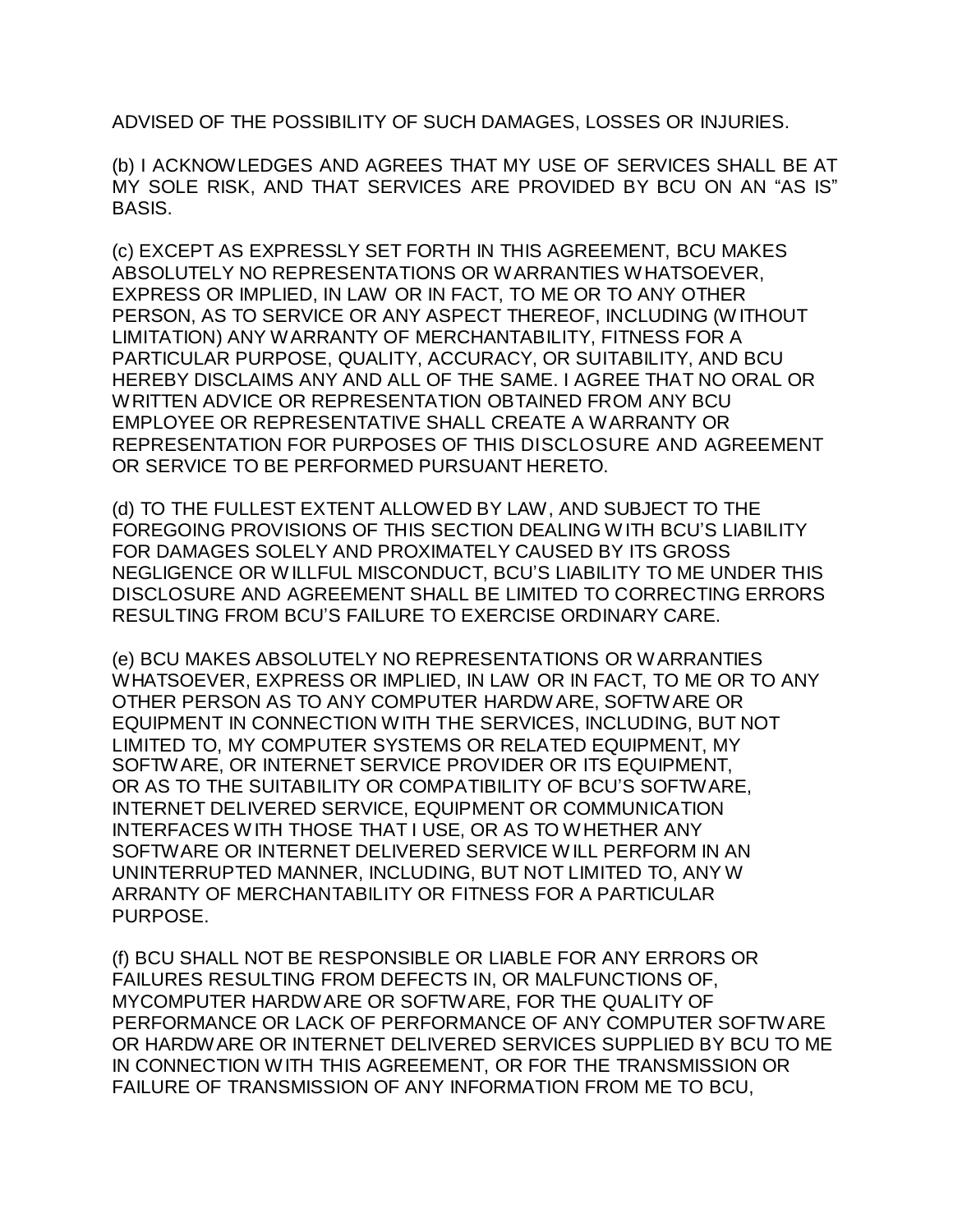ADVISED OF THE POSSIBILITY OF SUCH DAMAGES, LOSSES OR INJURIES.

(b) I ACKNOWLEDGES AND AGREES THAT MY USE OF SERVICES SHALL BE AT MY SOLE RISK, AND THAT SERVICES ARE PROVIDED BY BCU ON AN "AS IS" BASIS.

(c) EXCEPT AS EXPRESSLY SET FORTH IN THIS AGREEMENT, BCU MAKES ABSOLUTELY NO REPRESENTATIONS OR WARRANTIES WHATSOEVER, EXPRESS OR IMPLIED, IN LAW OR IN FACT, TO ME OR TO ANY OTHER PERSON, AS TO SERVICE OR ANY ASPECT THEREOF, INCLUDING (WITHOUT LIMITATION) ANY WARRANTY OF MERCHANTABILITY, FITNESS FOR A PARTICULAR PURPOSE, QUALITY, ACCURACY, OR SUITABILITY, AND BCU HEREBY DISCLAIMS ANY AND ALL OF THE SAME. I AGREE THAT NO ORAL OR WRITTEN ADVICE OR REPRESENTATION OBTAINED FROM ANY BCU EMPLOYEE OR REPRESENTATIVE SHALL CREATE A WARRANTY OR REPRESENTATION FOR PURPOSES OF THIS DISCLOSURE AND AGREEMENT OR SERVICE TO BE PERFORMED PURSUANT HERETO.

(d) TO THE FULLEST EXTENT ALLOWED BY LAW, AND SUBJECT TO THE FOREGOING PROVISIONS OF THIS SECTION DEALING WITH BCU'S LIABILITY FOR DAMAGES SOLELY AND PROXIMATELY CAUSED BY ITS GROSS NEGLIGENCE OR WILLFUL MISCONDUCT, BCU'S LIABILITY TO ME UNDER THIS DISCLOSURE AND AGREEMENT SHALL BE LIMITED TO CORRECTING ERRORS RESULTING FROM BCU'S FAILURE TO EXERCISE ORDINARY CARE.

(e) BCU MAKES ABSOLUTELY NO REPRESENTATIONS OR WARRANTIES WHATSOEVER, EXPRESS OR IMPLIED, IN LAW OR IN FACT, TO ME OR TO ANY OTHER PERSON AS TO ANY COMPUTER HARDWARE, SOFTWARE OR EQUIPMENT IN CONNECTION WITH THE SERVICES, INCLUDING, BUT NOT LIMITED TO, MY COMPUTER SYSTEMS OR RELATED EQUIPMENT, MY SOFTWARE, OR INTERNET SERVICE PROVIDER OR ITS EQUIPMENT, OR AS TO THE SUITABILITY OR COMPATIBILITY OF BCU'S SOFTWARE, INTERNET DELIVERED SERVICE, EQUIPMENT OR COMMUNICATION INTERFACES WITH THOSE THAT I USE, OR AS TO WHETHER ANY SOFTWARE OR INTERNET DELIVERED SERVICE WILL PERFORM IN AN UNINTERRUPTED MANNER, INCLUDING, BUT NOT LIMITED TO, ANY W ARRANTY OF MERCHANTABILITY OR FITNESS FOR A PARTICULAR PURPOSE.

(f) BCU SHALL NOT BE RESPONSIBLE OR LIABLE FOR ANY ERRORS OR FAILURES RESULTING FROM DEFECTS IN, OR MALFUNCTIONS OF, MYCOMPUTER HARDWARE OR SOFTWARE, FOR THE QUALITY OF PERFORMANCE OR LACK OF PERFORMANCE OF ANY COMPUTER SOFTWARE OR HARDWARE OR INTERNET DELIVERED SERVICES SUPPLIED BY BCU TO ME IN CONNECTION WITH THIS AGREEMENT, OR FOR THE TRANSMISSION OR FAILURE OF TRANSMISSION OF ANY INFORMATION FROM ME TO BCU,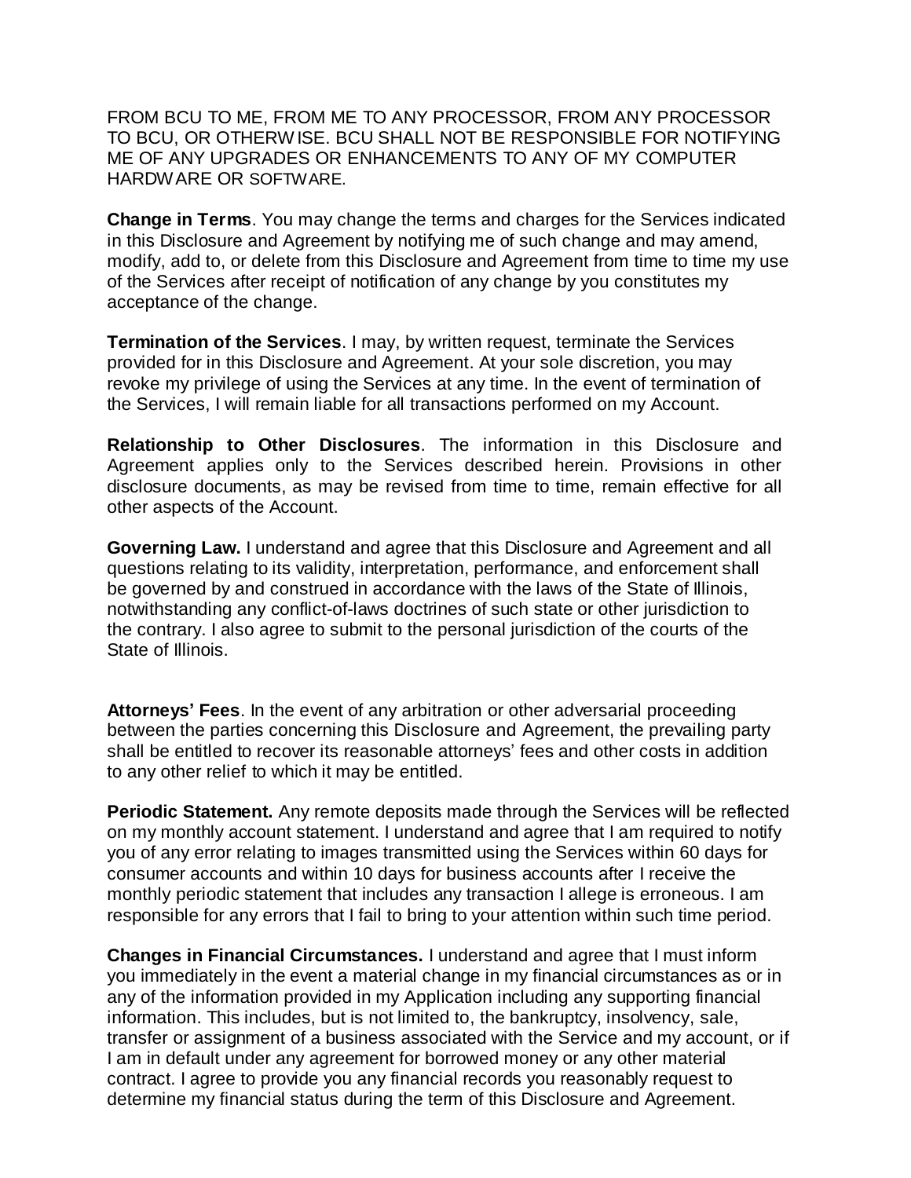FROM BCU TO ME, FROM ME TO ANY PROCESSOR, FROM ANY PROCESSOR TO BCU, OR OTHERWISE. BCU SHALL NOT BE RESPONSIBLE FOR NOTIFYING ME OF ANY UPGRADES OR ENHANCEMENTS TO ANY OF MY COMPUTER HARDWARE OR SOFTWARE.

**Change in Terms**. You may change the terms and charges for the Services indicated in this Disclosure and Agreement by notifying me of such change and may amend, modify, add to, or delete from this Disclosure and Agreement from time to time my use of the Services after receipt of notification of any change by you constitutes my acceptance of the change.

**Termination of the Services**. I may, by written request, terminate the Services provided for in this Disclosure and Agreement. At your sole discretion, you may revoke my privilege of using the Services at any time. In the event of termination of the Services, I will remain liable for all transactions performed on my Account.

**Relationship to Other Disclosures**. The information in this Disclosure and Agreement applies only to the Services described herein. Provisions in other disclosure documents, as may be revised from time to time, remain effective for all other aspects of the Account.

**Governing Law.** I understand and agree that this Disclosure and Agreement and all questions relating to its validity, interpretation, performance, and enforcement shall be governed by and construed in accordance with the laws of the State of Illinois, notwithstanding any conflict-of-laws doctrines of such state or other jurisdiction to the contrary. I also agree to submit to the personal jurisdiction of the courts of the State of Illinois.

**Attorneys' Fees**. In the event of any arbitration or other adversarial proceeding between the parties concerning this Disclosure and Agreement, the prevailing party shall be entitled to recover its reasonable attorneys' fees and other costs in addition to any other relief to which it may be entitled.

**Periodic Statement.** Any remote deposits made through the Services will be reflected on my monthly account statement. I understand and agree that I am required to notify you of any error relating to images transmitted using the Services within 60 days for consumer accounts and within 10 days for business accounts after I receive the monthly periodic statement that includes any transaction I allege is erroneous. I am responsible for any errors that I fail to bring to your attention within such time period.

**Changes in Financial Circumstances.** I understand and agree that I must inform you immediately in the event a material change in my financial circumstances as or in any of the information provided in my Application including any supporting financial information. This includes, but is not limited to, the bankruptcy, insolvency, sale, transfer or assignment of a business associated with the Service and my account, or if I am in default under any agreement for borrowed money or any other material contract. I agree to provide you any financial records you reasonably request to determine my financial status during the term of this Disclosure and Agreement.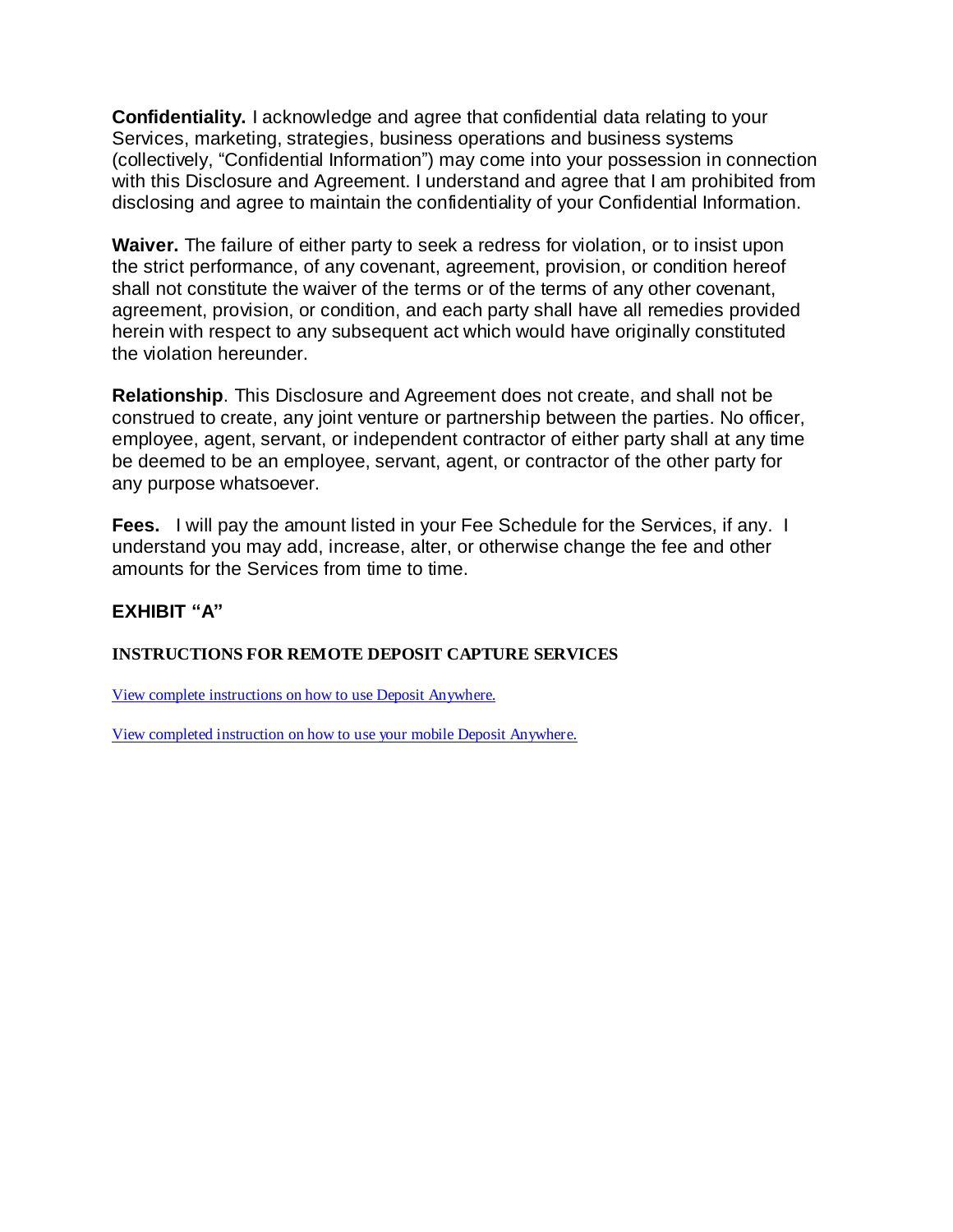**Confidentiality.** I acknowledge and agree that confidential data relating to your Services, marketing, strategies, business operations and business systems (collectively, "Confidential Information") may come into your possession in connection with this Disclosure and Agreement. I understand and agree that I am prohibited from disclosing and agree to maintain the confidentiality of your Confidential Information.

**Waiver.** The failure of either party to seek a redress for violation, or to insist upon the strict performance, of any covenant, agreement, provision, or condition hereof shall not constitute the waiver of the terms or of the terms of any other covenant, agreement, provision, or condition, and each party shall have all remedies provided herein with respect to any subsequent act which would have originally constituted the violation hereunder.

**Relationship**. This Disclosure and Agreement does not create, and shall not be construed to create, any joint venture or partnership between the parties. No officer, employee, agent, servant, or independent contractor of either party shall at any time be deemed to be an employee, servant, agent, or contractor of the other party for any purpose whatsoever.

**Fees.** I will pay the amount listed in your Fee Schedule for the Services, if any. I understand you may add, increase, alter, or otherwise change the fee and other amounts for the Services from time to time.

## EXHIBIT "A"

### INSTRUCTIONS FOR REMOTE DEPOSIT CAPTURE SERVICES

View complete instructions on how to use Deposit Anywhere.

View completed instruction on how to use your mobile Deposit Anywhere.